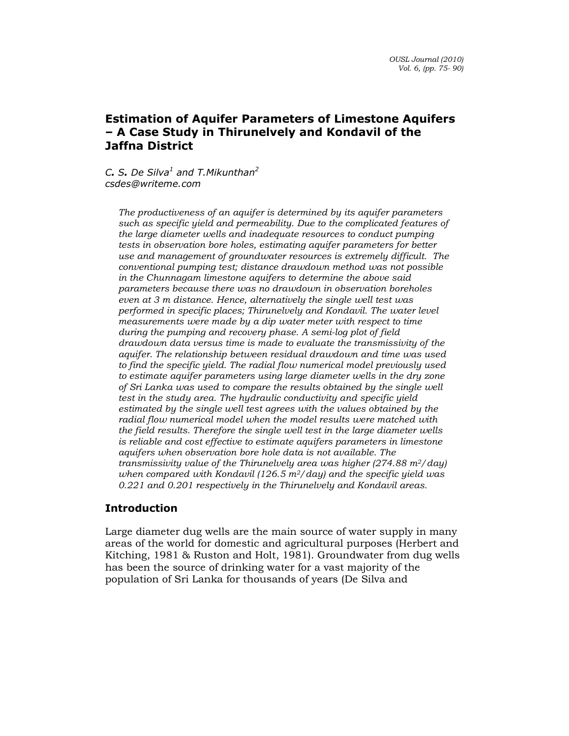# Estimation of Aquifer Parameters of Limestone Aquifers – A Case Study in Thirunelvely and Kondavil of the Jaffna District

*C. S. De Silva[1] and T.Mikunthan[2]*
*csdes@writeme.com*

*The productiveness of an aquifer is determined by its aquifer parameters such as specific yield and permeability. Due to the complicated features of the large diameter wells and inadequate resources to conduct pumping tests in observation bore holes, estimating aquifer parameters for better use and management of groundwater resources is extremely difficult. The conventional pumping test; distance drawdown method was not possible in the Chunnagam limestone aquifers to determine the above said parameters because there was no drawdown in observation boreholes even at 3 m distance. Hence, alternatively the single well test was performed in specific places; Thirunelvely and Kondavil. The water level measurements were made by a dip water meter with respect to time during the pumping and recovery phase. A semi-log plot of field drawdown data versus time is made to evaluate the transmissivity of the aquifer. The relationship between residual drawdown and time was used to find the specific yield. The radial flow numerical model previously used to estimate aquifer parameters using large diameter wells in the dry zone of Sri Lanka was used to compare the results obtained by the single well test in the study area. The hydraulic conductivity and specific yield estimated by the single well test agrees with the values obtained by the radial flow numerical model when the model results were matched with the field results. Therefore the single well test in the large diameter wells is reliable and cost effective to estimate aquifers parameters in limestone aquifers when observation bore hole data is not available. The transmissivity value of the Thirunelvely area was higher (274.88 $m^2$/day) when compared with Kondavil (126.5 $m^2$/day) and the specific yield was 0.221 and 0.201 respectively in the Thirunelvely and Kondavil areas.*

## Introduction

Large diameter dug wells are the main source of water supply in many areas of the world for domestic and agricultural purposes (Herbert and Kitching, 1981 & Ruston and Holt, 1981). Groundwater from dug wells has been the source of drinking water for a vast majority of the population of Sri Lanka for thousands of years (De Silva and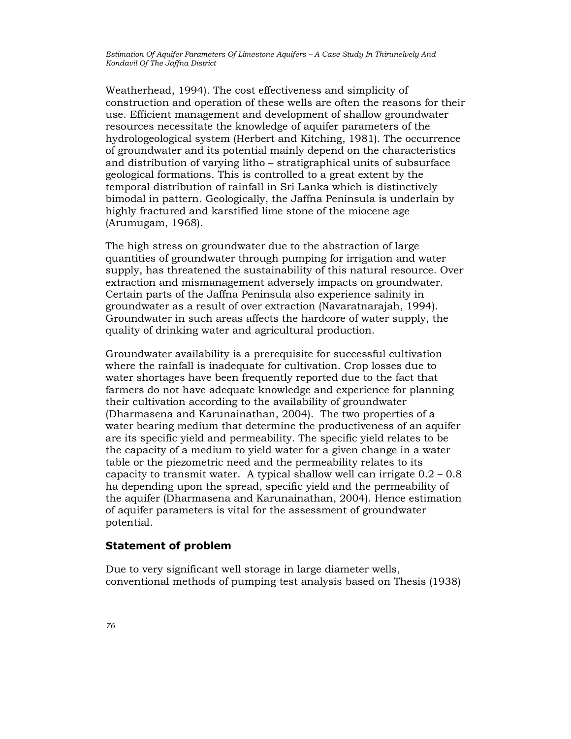Weatherhead, 1994). The cost effectiveness and simplicity of construction and operation of these wells are often the reasons for their use. Efficient management and development of shallow groundwater resources necessitate the knowledge of aquifer parameters of the hydrologeological system (Herbert and Kitching, 1981). The occurrence of groundwater and its potential mainly depend on the characteristics and distribution of varying litho – stratigraphical units of subsurface geological formations. This is controlled to a great extent by the temporal distribution of rainfall in Sri Lanka which is distinctively bimodal in pattern. Geologically, the Jaffna Peninsula is underlain by highly fractured and karstified lime stone of the miocene age (Arumugam, 1968).

The high stress on groundwater due to the abstraction of large quantities of groundwater through pumping for irrigation and water supply, has threatened the sustainability of this natural resource. Over extraction and mismanagement adversely impacts on groundwater. Certain parts of the Jaffna Peninsula also experience salinity in groundwater as a result of over extraction (Navaratnarajah, 1994). Groundwater in such areas affects the hardcore of water supply, the quality of drinking water and agricultural production.

Groundwater availability is a prerequisite for successful cultivation where the rainfall is inadequate for cultivation. Crop losses due to water shortages have been frequently reported due to the fact that farmers do not have adequate knowledge and experience for planning their cultivation according to the availability of groundwater (Dharmasena and Karunainathan, 2004). The two properties of a water bearing medium that determine the productiveness of an aquifer are its specific yield and permeability. The specific yield relates to be the capacity of a medium to yield water for a given change in a water table or the piezometric need and the permeability relates to its capacity to transmit water. A typical shallow well can irrigate 0.2 – 0.8 ha depending upon the spread, specific yield and the permeability of the aquifer (Dharmasena and Karunainathan, 2004). Hence estimation of aquifer parameters is vital for the assessment of groundwater potential.

## Statement of problem

Due to very significant well storage in large diameter wells, conventional methods of pumping test analysis based on Thesis (1938)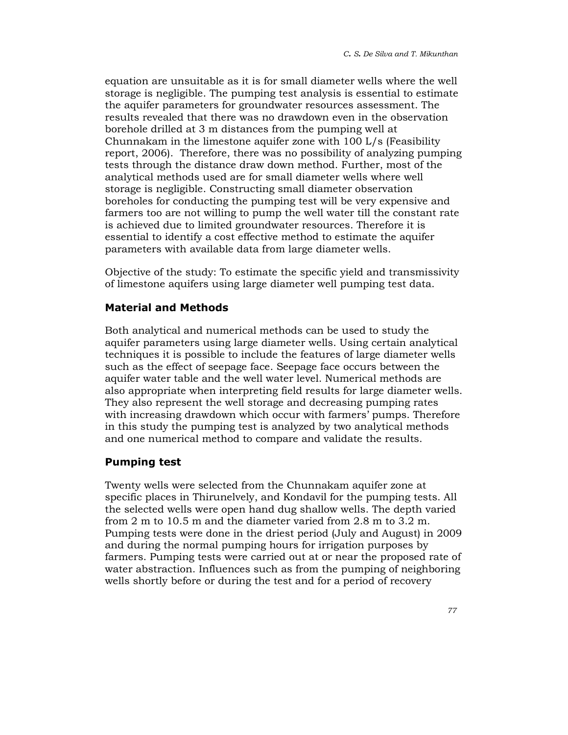equation are unsuitable as it is for small diameter wells where the well storage is negligible. The pumping test analysis is essential to estimate the aquifer parameters for groundwater resources assessment. The results revealed that there was no drawdown even in the observation borehole drilled at 3 m distances from the pumping well at Chunnakam in the limestone aquifer zone with 100 L/s (Feasibility report, 2006). Therefore, there was no possibility of analyzing pumping tests through the distance draw down method. Further, most of the analytical methods used are for small diameter wells where well storage is negligible. Constructing small diameter observation boreholes for conducting the pumping test will be very expensive and farmers too are not willing to pump the well water till the constant rate is achieved due to limited groundwater resources. Therefore it is essential to identify a cost effective method to estimate the aquifer parameters with available data from large diameter wells.

Objective of the study: To estimate the specific yield and transmissivity of limestone aquifers using large diameter well pumping test data.

## Material and Methods

Both analytical and numerical methods can be used to study the aquifer parameters using large diameter wells. Using certain analytical techniques it is possible to include the features of large diameter wells such as the effect of seepage face. Seepage face occurs between the aquifer water table and the well water level. Numerical methods are also appropriate when interpreting field results for large diameter wells. They also represent the well storage and decreasing pumping rates with increasing drawdown which occur with farmers' pumps. Therefore in this study the pumping test is analyzed by two analytical methods and one numerical method to compare and validate the results.

## Pumping test

Twenty wells were selected from the Chunnakam aquifer zone at specific places in Thirunelvely, and Kondavil for the pumping tests. All the selected wells were open hand dug shallow wells. The depth varied from 2 m to 10.5 m and the diameter varied from 2.8 m to 3.2 m. Pumping tests were done in the driest period (July and August) in 2009 and during the normal pumping hours for irrigation purposes by farmers. Pumping tests were carried out at or near the proposed rate of water abstraction. Influences such as from the pumping of neighboring wells shortly before or during the test and for a period of recovery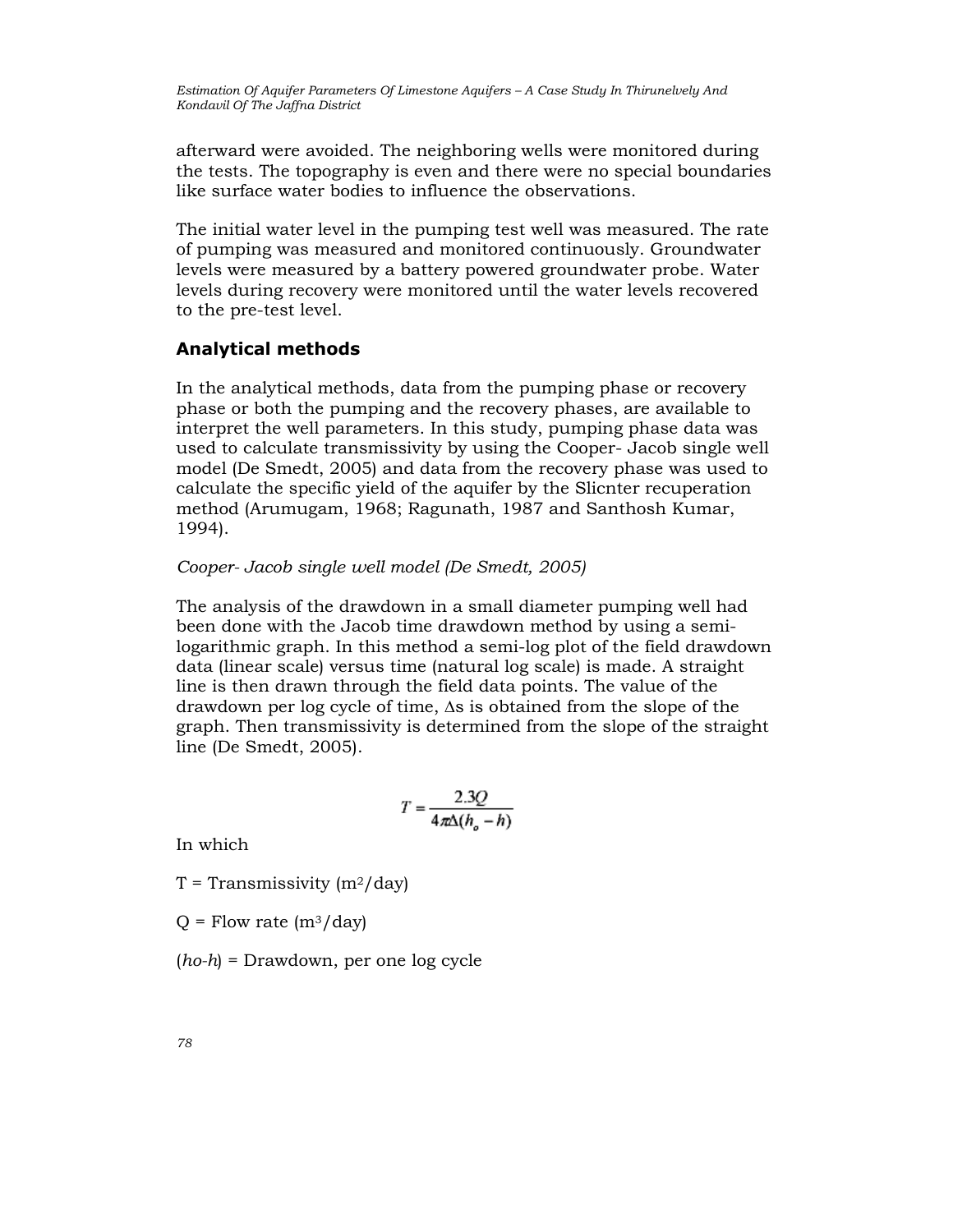afterward were avoided. The neighboring wells were monitored during the tests. The topography is even and there were no special boundaries like surface water bodies to influence the observations.

The initial water level in the pumping test well was measured. The rate of pumping was measured and monitored continuously. Groundwater levels were measured by a battery powered groundwater probe. Water levels during recovery were monitored until the water levels recovered to the pre-test level.

## Analytical methods

In the analytical methods, data from the pumping phase or recovery phase or both the pumping and the recovery phases, are available to interpret the well parameters. In this study, pumping phase data was used to calculate transmissivity by using the Cooper- Jacob single well model (De Smedt, 2005) and data from the recovery phase was used to calculate the specific yield of the aquifer by the Slicnter recuperation method (Arumugam, 1968; Ragunath, 1987 and Santhosh Kumar, 1994).

*Cooper- Jacob single well model (De Smedt, 2005)*

The analysis of the drawdown in a small diameter pumping well had been done with the Jacob time drawdown method by using a semi-logarithmic graph. In this method a semi-log plot of the field drawdown data (linear scale) versus time (natural log scale) is made. A straight line is then drawn through the field data points. The value of the drawdown per log cycle of time, $\Delta s$ is obtained from the slope of the graph. Then transmissivity is determined from the slope of the straight line (De Smedt, 2005).

$$T = \frac{2.3Q}{4\pi\Delta(h_o - h)}$$

In which

T = Transmissivity ($m^2$/day)

Q = Flow rate ($m^3$/day)

($ho$-$h$) = Drawdown, per one log cycle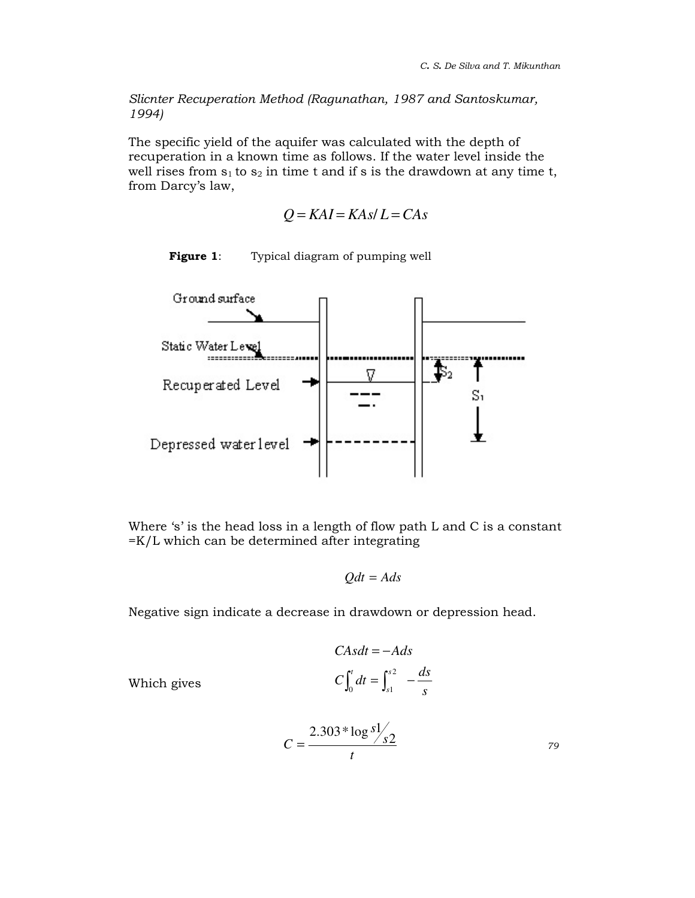*Slicnter Recuperation Method (Ragunathan, 1987 and Santoskumar, 1994)*

The specific yield of the aquifer was calculated with the depth of recuperation in a known time as follows. If the water level inside the well rises from $s_1$ to $s_2$ in time t and if s is the drawdown at any time t, from Darcy's law,

$$Q = KAI = KAs/L = CAs$$

**Figure 1**: Typical diagram of pumping well

Where 's' is the head loss in a length of flow path L and C is a constant =K/L which can be determined after integrating

$$Qdt = Ads$$

Negative sign indicate a decrease in drawdown or depression head.

$$CAsdt = -Ads$$

Which gives

$$C\int_0^t dt = \int_{s1}^{s2} -\frac{ds}{s}$$

$$C = \frac{2.303 * \log s1/s2}{t}$$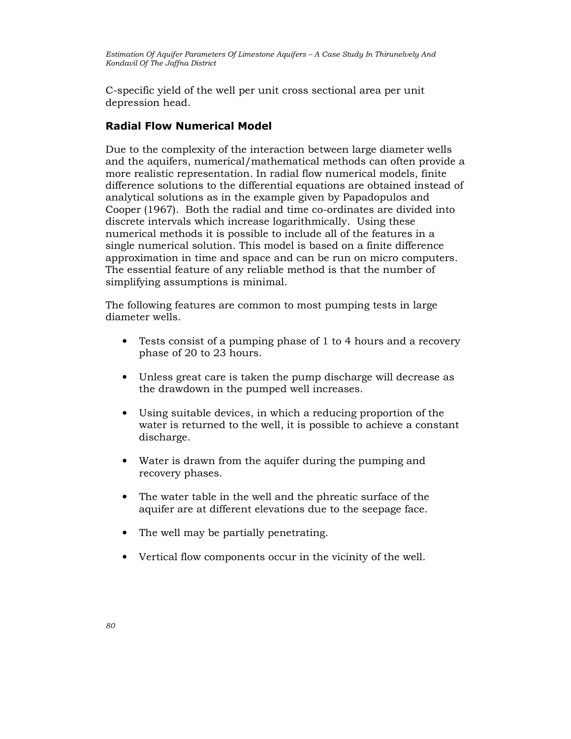C-specific yield of the well per unit cross sectional area per unit depression head.

### Radial Flow Numerical Model

Due to the complexity of the interaction between large diameter wells and the aquifers, numerical/mathematical methods can often provide a more realistic representation. In radial flow numerical models, finite difference solutions to the differential equations are obtained instead of analytical solutions as in the example given by Papadopulos and Cooper (1967). Both the radial and time co-ordinates are divided into discrete intervals which increase logarithmically. Using these numerical methods it is possible to include all of the features in a single numerical solution. This model is based on a finite difference approximation in time and space and can be run on micro computers. The essential feature of any reliable method is that the number of simplifying assumptions is minimal.

The following features are common to most pumping tests in large diameter wells.

- Tests consist of a pumping phase of 1 to 4 hours and a recovery phase of 20 to 23 hours.
- Unless great care is taken the pump discharge will decrease as the drawdown in the pumped well increases.
- Using suitable devices, in which a reducing proportion of the water is returned to the well, it is possible to achieve a constant discharge.
- Water is drawn from the aquifer during the pumping and recovery phases.
- The water table in the well and the phreatic surface of the aquifer are at different elevations due to the seepage face.
- The well may be partially penetrating.
- Vertical flow components occur in the vicinity of the well.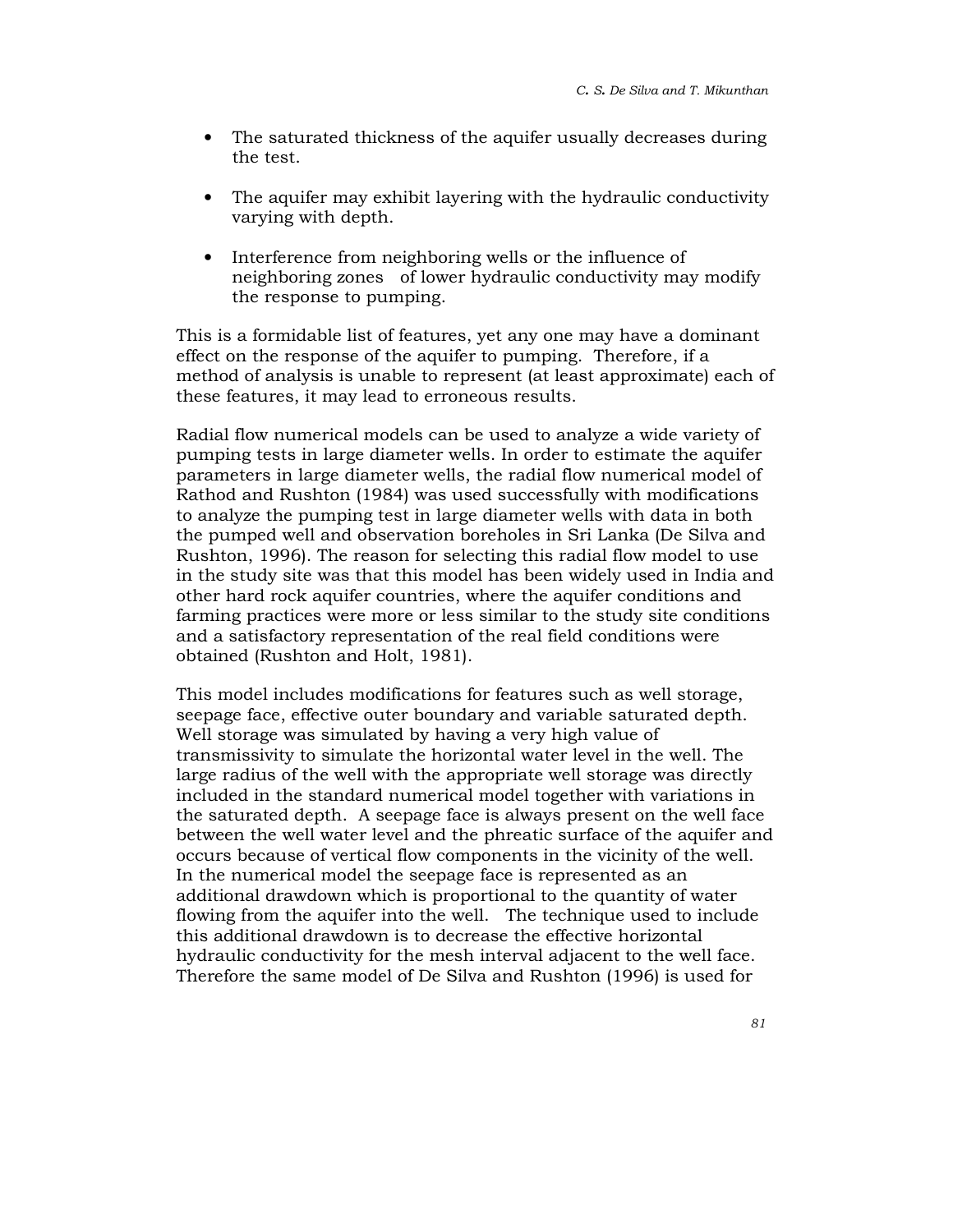- The saturated thickness of the aquifer usually decreases during the test.

- The aquifer may exhibit layering with the hydraulic conductivity varying with depth.

- Interference from neighboring wells or the influence of neighboring zones of lower hydraulic conductivity may modify the response to pumping.

This is a formidable list of features, yet any one may have a dominant effect on the response of the aquifer to pumping. Therefore, if a method of analysis is unable to represent (at least approximate) each of these features, it may lead to erroneous results.

Radial flow numerical models can be used to analyze a wide variety of pumping tests in large diameter wells. In order to estimate the aquifer parameters in large diameter wells, the radial flow numerical model of Rathod and Rushton (1984) was used successfully with modifications to analyze the pumping test in large diameter wells with data in both the pumped well and observation boreholes in Sri Lanka (De Silva and Rushton, 1996). The reason for selecting this radial flow model to use in the study site was that this model has been widely used in India and other hard rock aquifer countries, where the aquifer conditions and farming practices were more or less similar to the study site conditions and a satisfactory representation of the real field conditions were obtained (Rushton and Holt, 1981).

This model includes modifications for features such as well storage, seepage face, effective outer boundary and variable saturated depth. Well storage was simulated by having a very high value of transmissivity to simulate the horizontal water level in the well. The large radius of the well with the appropriate well storage was directly included in the standard numerical model together with variations in the saturated depth. A seepage face is always present on the well face between the well water level and the phreatic surface of the aquifer and occurs because of vertical flow components in the vicinity of the well. In the numerical model the seepage face is represented as an additional drawdown which is proportional to the quantity of water flowing from the aquifer into the well. The technique used to include this additional drawdown is to decrease the effective horizontal hydraulic conductivity for the mesh interval adjacent to the well face. Therefore the same model of De Silva and Rushton (1996) is used for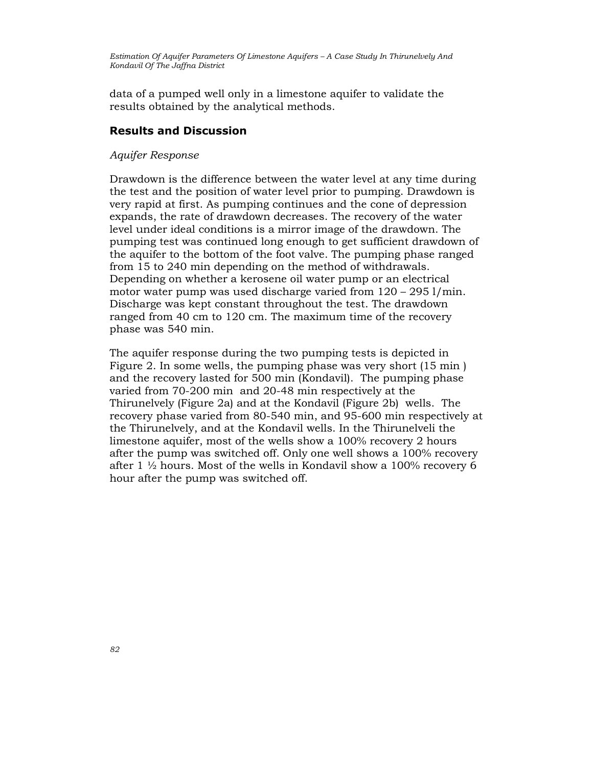data of a pumped well only in a limestone aquifer to validate the results obtained by the analytical methods.

## Results and Discussion

### *Aquifer Response*

Drawdown is the difference between the water level at any time during the test and the position of water level prior to pumping. Drawdown is very rapid at first. As pumping continues and the cone of depression expands, the rate of drawdown decreases. The recovery of the water level under ideal conditions is a mirror image of the drawdown. The pumping test was continued long enough to get sufficient drawdown of the aquifer to the bottom of the foot valve. The pumping phase ranged from 15 to 240 min depending on the method of withdrawals. Depending on whether a kerosene oil water pump or an electrical motor water pump was used discharge varied from 120 – 295 l/min. Discharge was kept constant throughout the test. The drawdown ranged from 40 cm to 120 cm. The maximum time of the recovery phase was 540 min.

The aquifer response during the two pumping tests is depicted in Figure 2. In some wells, the pumping phase was very short (15 min ) and the recovery lasted for 500 min (Kondavil). The pumping phase varied from 70-200 min and 20-48 min respectively at the Thirunelvely (Figure 2a) and at the Kondavil (Figure 2b) wells. The recovery phase varied from 80-540 min, and 95-600 min respectively at the Thirunelvely, and at the Kondavil wells. In the Thirunelveli the limestone aquifer, most of the wells show a 100% recovery 2 hours after the pump was switched off. Only one well shows a 100% recovery after 1 ½ hours. Most of the wells in Kondavil show a 100% recovery 6 hour after the pump was switched off.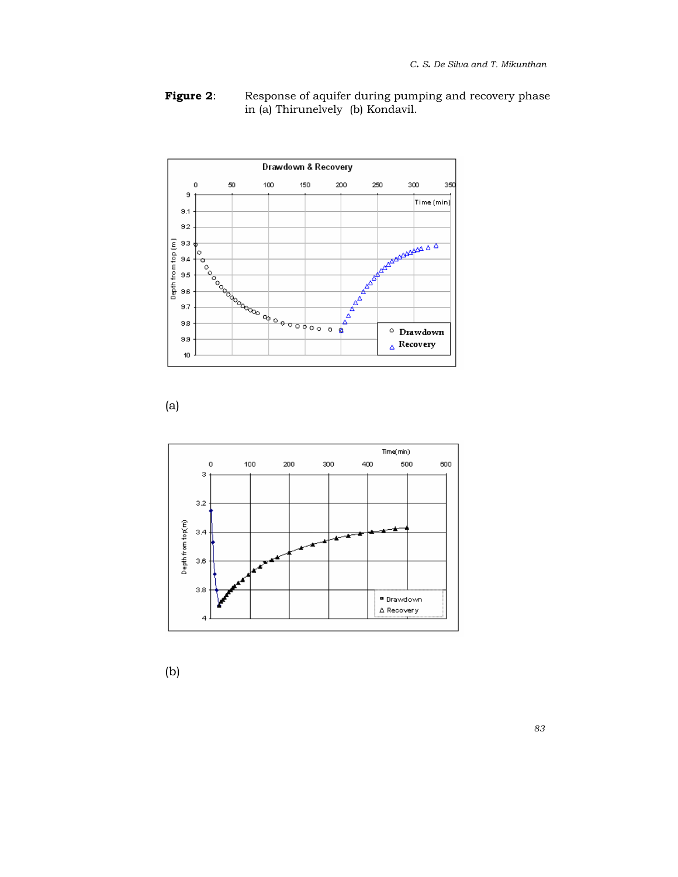**Figure 2**: Response of aquifer during pumping and recovery phase in (a) Thirunelvely (b) Kondavil.

(a)

(b)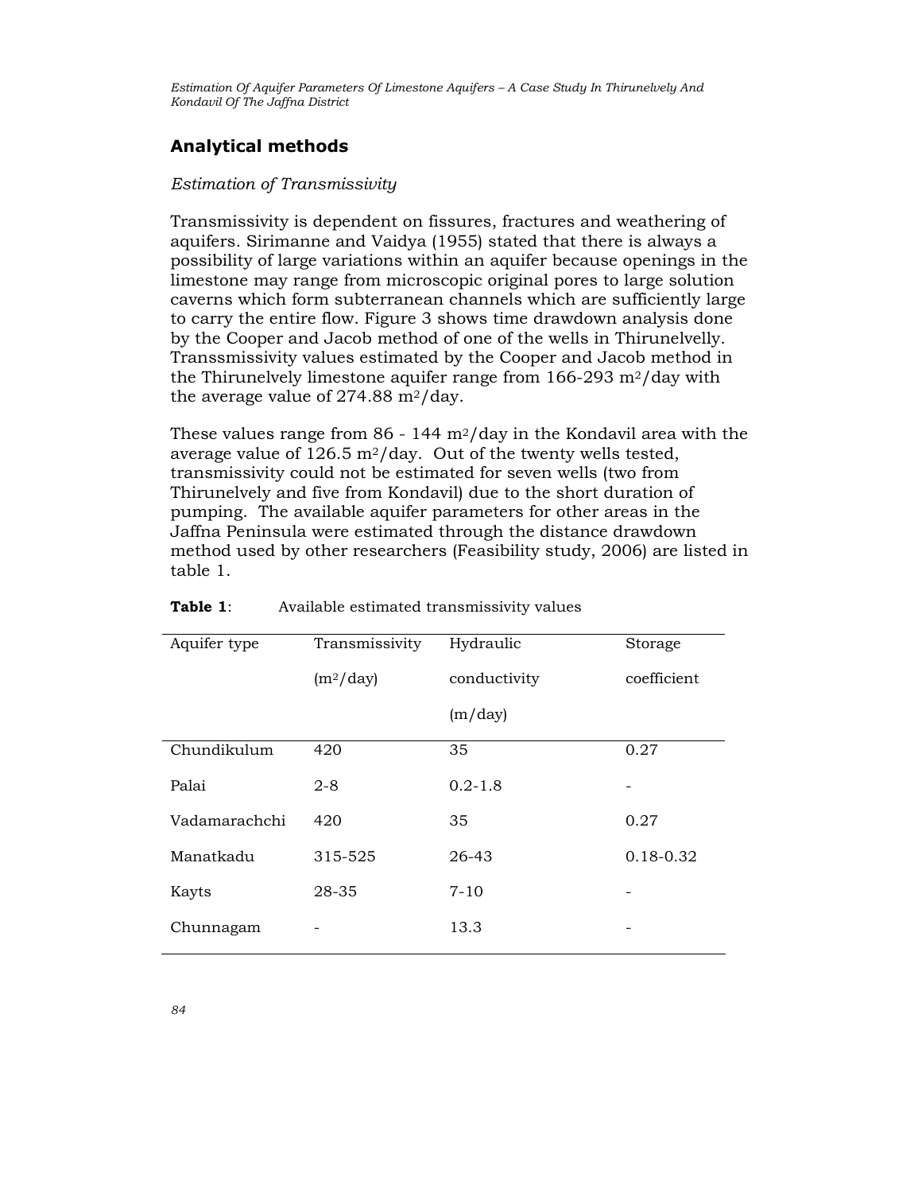## Analytical methods

*Estimation of Transmissivity*

Transmissivity is dependent on fissures, fractures and weathering of aquifers. Sirimanne and Vaidya (1955) stated that there is always a possibility of large variations within an aquifer because openings in the limestone may range from microscopic original pores to large solution caverns which form subterranean channels which are sufficiently large to carry the entire flow. Figure 3 shows time drawdown analysis done by the Cooper and Jacob method of one of the wells in Thirunelvelly. Transsmissivity values estimated by the Cooper and Jacob method in the Thirunelvely limestone aquifer range from 166-293 $m^2$/day with the average value of 274.88 $m^2$/day.

These values range from 86 - 144 $m^2$/day in the Kondavil area with the average value of 126.5 $m^2$/day. Out of the twenty wells tested, transmissivity could not be estimated for seven wells (two from Thirunelvely and five from Kondavil) due to the short duration of pumping. The available aquifer parameters for other areas in the Jaffna Peninsula were estimated through the distance drawdown method used by other researchers (Feasibility study, 2006) are listed in table 1.

**Table 1**: Available estimated transmissivity values

| Aquifer type | Transmissivity ($m^2$/day) | Hydraulic conductivity (m/day) | Storage coefficient |
|---|---|---|---|
| Chundikulum | 420 | 35 | 0.27 |
| Palai | 2-8 | 0.2-1.8 | - |
| Vadamarachchi | 420 | 35 | 0.27 |
| Manatkadu | 315-525 | 26-43 | 0.18-0.32 |
| Kayts | 28-35 | 7-10 | - |
| Chunnagam | - | 13.3 | - |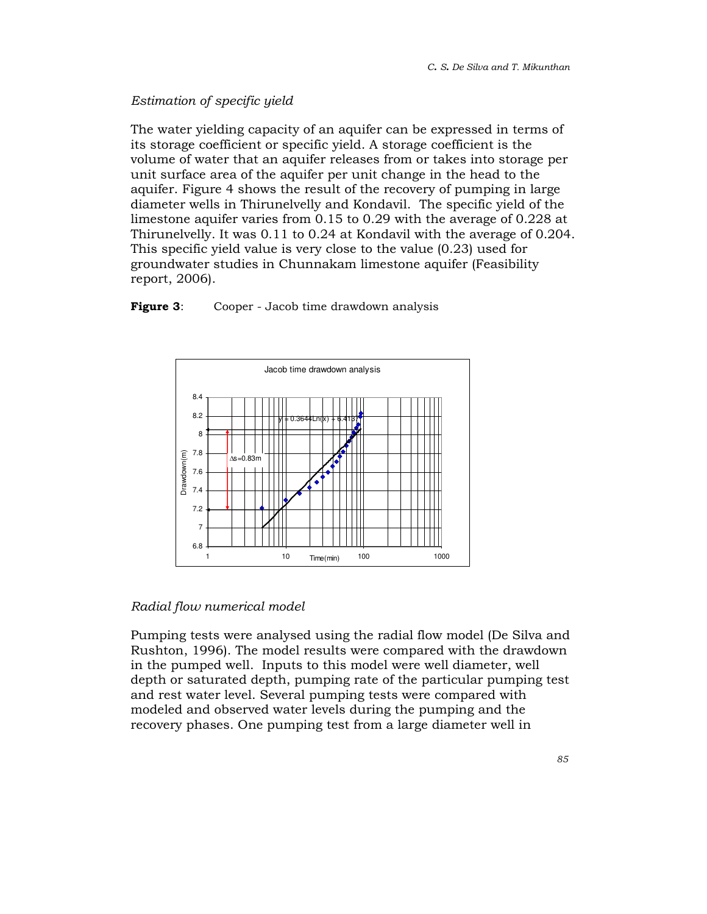*Estimation of specific yield*

The water yielding capacity of an aquifer can be expressed in terms of its storage coefficient or specific yield. A storage coefficient is the volume of water that an aquifer releases from or takes into storage per unit surface area of the aquifer per unit change in the head to the aquifer. Figure 4 shows the result of the recovery of pumping in large diameter wells in Thirunelvelly and Kondavil. The specific yield of the limestone aquifer varies from 0.15 to 0.29 with the average of 0.228 at Thirunelvelly. It was 0.11 to 0.24 at Kondavil with the average of 0.204. This specific yield value is very close to the value (0.23) used for groundwater studies in Chunnakam limestone aquifer (Feasibility report, 2006).

**Figure 3**: Cooper - Jacob time drawdown analysis

*Radial flow numerical model*

Pumping tests were analysed using the radial flow model (De Silva and Rushton, 1996). The model results were compared with the drawdown in the pumped well. Inputs to this model were well diameter, well depth or saturated depth, pumping rate of the particular pumping test and rest water level. Several pumping tests were compared with modeled and observed water levels during the pumping and the recovery phases. One pumping test from a large diameter well in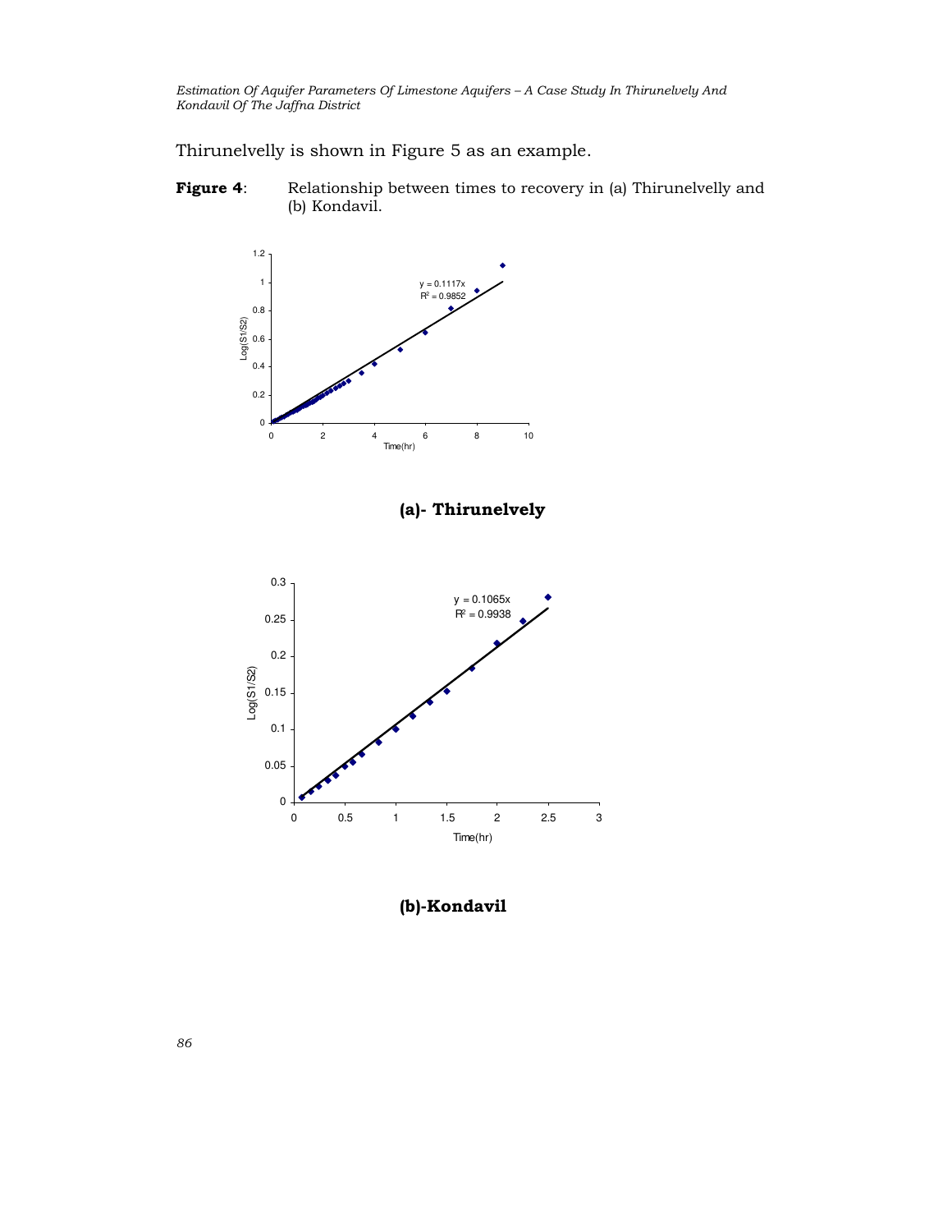Thirunelvelly is shown in Figure 5 as an example.

**Figure 4**: Relationship between times to recovery in (a) Thirunelvelly and (b) Kondavil.

**(a)- Thirunelvely**

**(b)-Kondavil**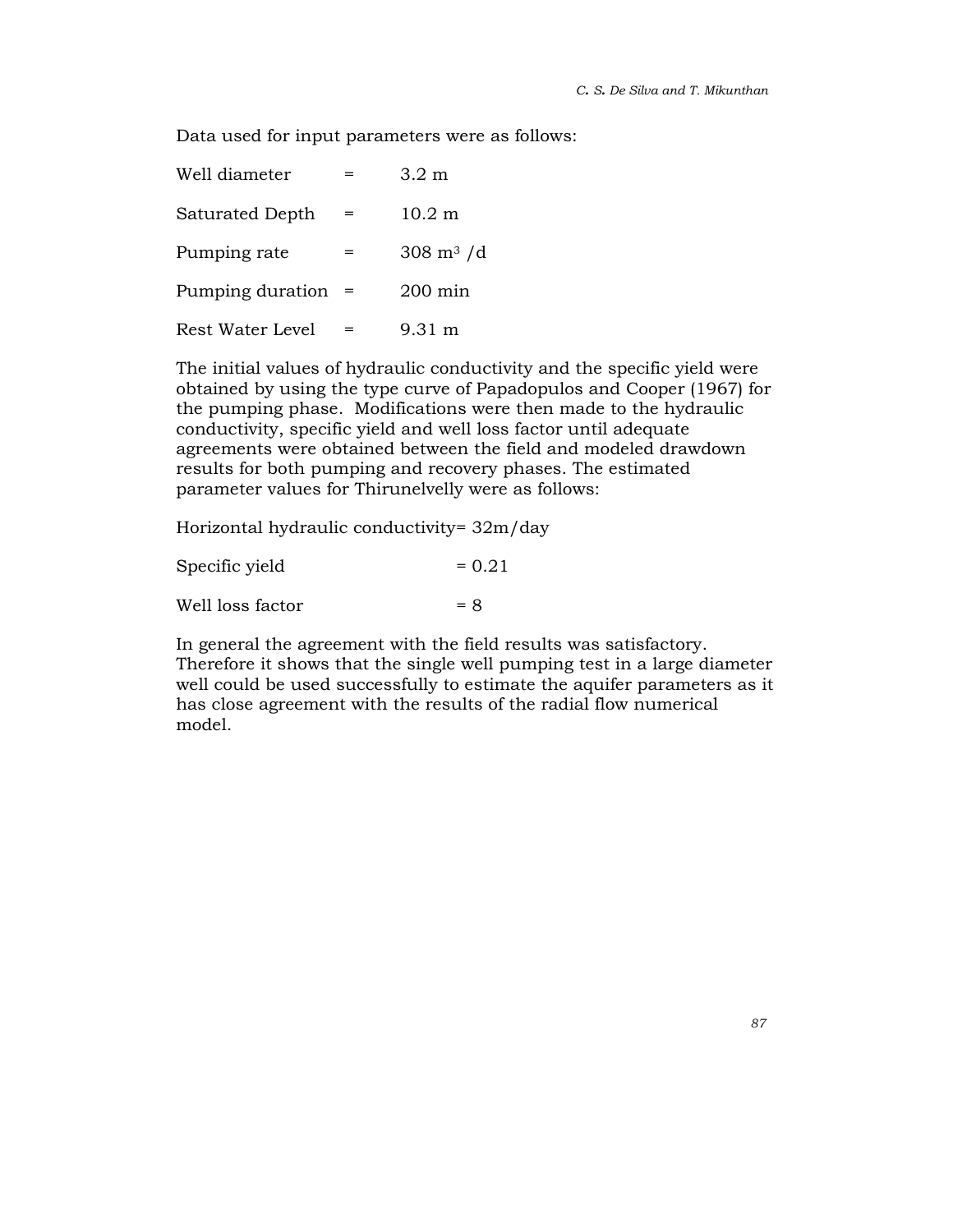Data used for input parameters were as follows:

Well diameter = 3.2 m

Saturated Depth = 10.2 m

Pumping rate = 308 $m^3$ /d

Pumping duration = 200 min

Rest Water Level = 9.31 m

The initial values of hydraulic conductivity and the specific yield were obtained by using the type curve of Papadopulos and Cooper (1967) for the pumping phase. Modifications were then made to the hydraulic conductivity, specific yield and well loss factor until adequate agreements were obtained between the field and modeled drawdown results for both pumping and recovery phases. The estimated parameter values for Thirunelvelly were as follows:

Horizontal hydraulic conductivity= 32m/day

Specific yield = 0.21

Well loss factor = 8

In general the agreement with the field results was satisfactory. Therefore it shows that the single well pumping test in a large diameter well could be used successfully to estimate the aquifer parameters as it has close agreement with the results of the radial flow numerical model.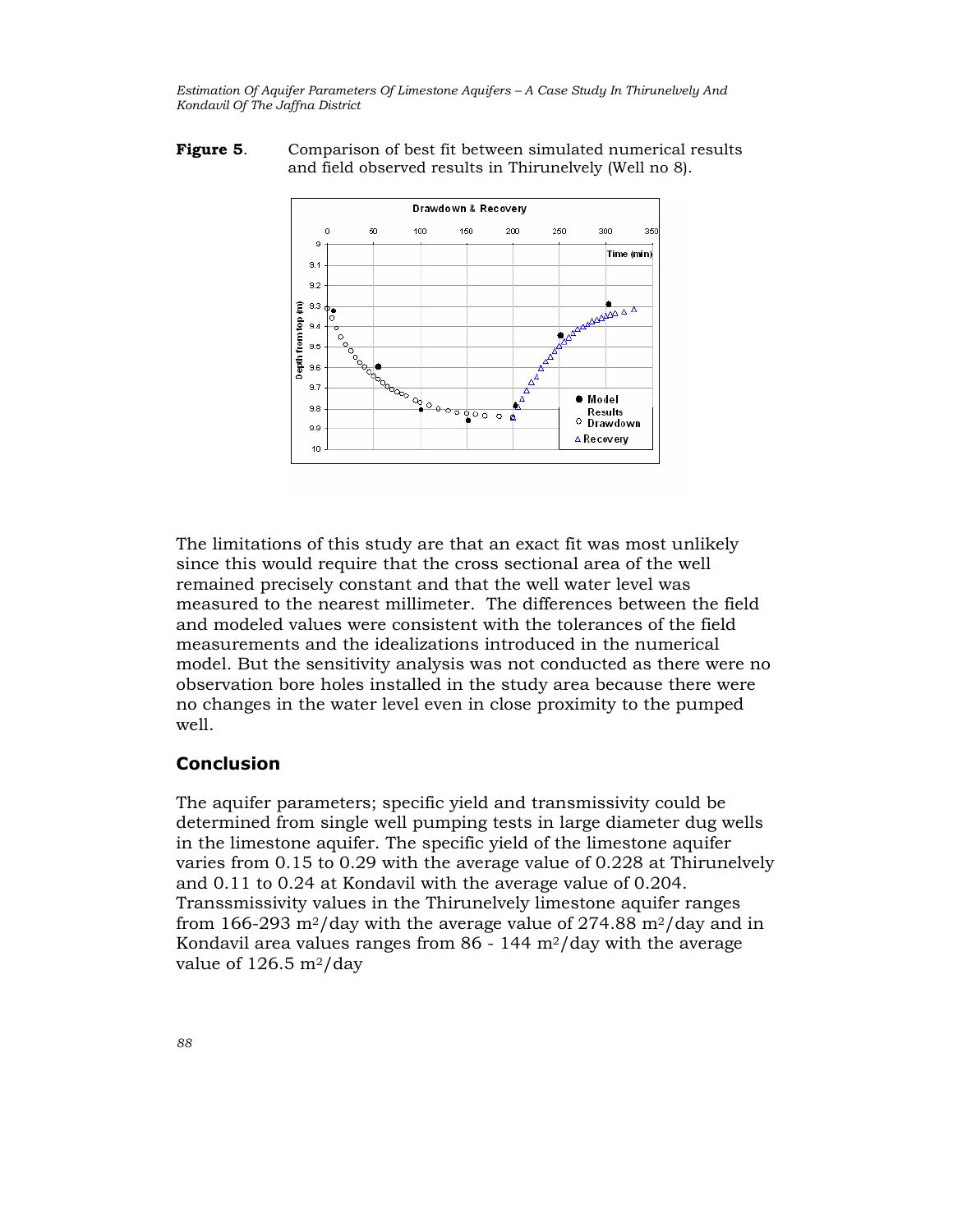**Figure 5**. Comparison of best fit between simulated numerical results and field observed results in Thirunelvely (Well no 8).

The limitations of this study are that an exact fit was most unlikely since this would require that the cross sectional area of the well remained precisely constant and that the well water level was measured to the nearest millimeter. The differences between the field and modeled values were consistent with the tolerances of the field measurements and the idealizations introduced in the numerical model. But the sensitivity analysis was not conducted as there were no observation bore holes installed in the study area because there were no changes in the water level even in close proximity to the pumped well.

## Conclusion

The aquifer parameters; specific yield and transmissivity could be determined from single well pumping tests in large diameter dug wells in the limestone aquifer. The specific yield of the limestone aquifer varies from 0.15 to 0.29 with the average value of 0.228 at Thirunelvely and 0.11 to 0.24 at Kondavil with the average value of 0.204. Transsmissivity values in the Thirunelvely limestone aquifer ranges from 166-293 $m^2$/day with the average value of 274.88 $m^2$/day and in Kondavil area values ranges from 86 - 144 $m^2$/day with the average value of 126.5 $m^2$/day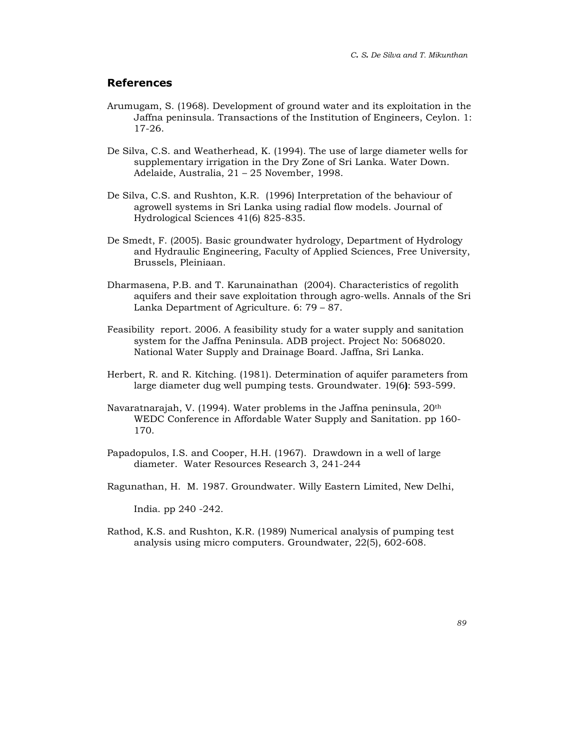## References

Arumugam, S. (1968). Development of ground water and its exploitation in the Jaffna peninsula. Transactions of the Institution of Engineers, Ceylon. 1: 17-26.

De Silva, C.S. and Weatherhead, K. (1994). The use of large diameter wells for supplementary irrigation in the Dry Zone of Sri Lanka. Water Down. Adelaide, Australia, 21 – 25 November, 1998.

De Silva, C.S. and Rushton, K.R. (1996) Interpretation of the behaviour of agrowell systems in Sri Lanka using radial flow models. Journal of Hydrological Sciences 41(6) 825-835.

De Smedt, F. (2005). Basic groundwater hydrology, Department of Hydrology and Hydraulic Engineering, Faculty of Applied Sciences, Free University, Brussels, Pleiniaan.

Dharmasena, P.B. and T. Karunainathan (2004). Characteristics of regolith aquifers and their save exploitation through agro-wells. Annals of the Sri Lanka Department of Agriculture. 6: 79 – 87.

Feasibility report. 2006. A feasibility study for a water supply and sanitation system for the Jaffna Peninsula. ADB project. Project No: 5068020. National Water Supply and Drainage Board. Jaffna, Sri Lanka.

Herbert, R. and R. Kitching. (1981). Determination of aquifer parameters from large diameter dug well pumping tests. Groundwater. 19(6): 593-599.

Navaratnarajah, V. (1994). Water problems in the Jaffna peninsula, 20th WEDC Conference in Affordable Water Supply and Sanitation. pp 160-170.

Papadopulos, I.S. and Cooper, H.H. (1967). Drawdown in a well of large diameter. Water Resources Research 3, 241-244

Ragunathan, H. M. 1987. Groundwater. Willy Eastern Limited, New Delhi, India. pp 240 -242.

Rathod, K.S. and Rushton, K.R. (1989) Numerical analysis of pumping test analysis using micro computers. Groundwater, 22(5), 602-608.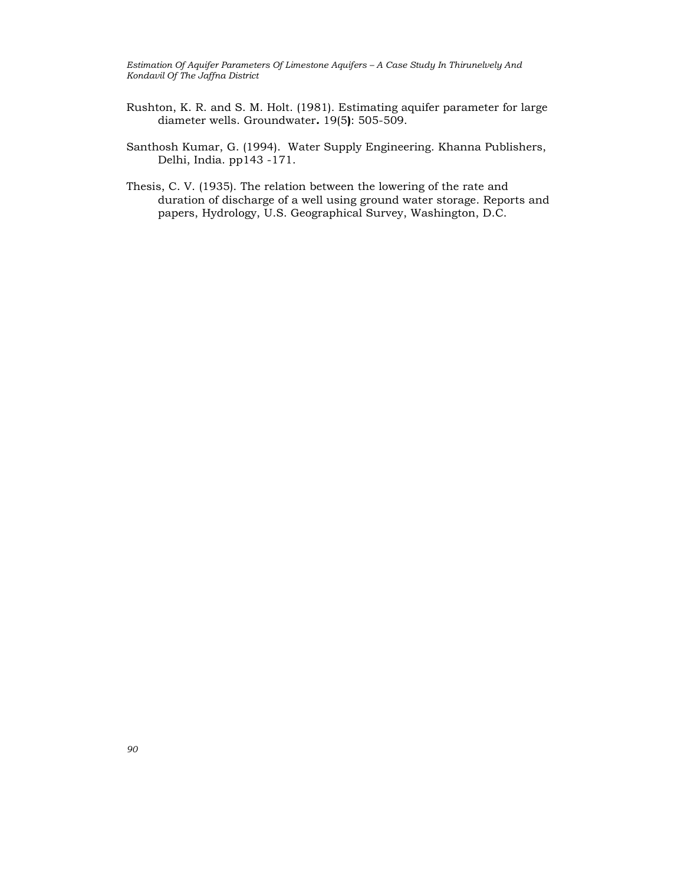Rushton, K. R. and S. M. Holt. (1981). Estimating aquifer parameter for large diameter wells. Groundwater**.** 19(5**)**: 505-509.

Santhosh Kumar, G. (1994). Water Supply Engineering. Khanna Publishers, Delhi, India. pp143 -171.

Thesis, C. V. (1935). The relation between the lowering of the rate and duration of discharge of a well using ground water storage. Reports and papers, Hydrology, U.S. Geographical Survey, Washington, D.C.